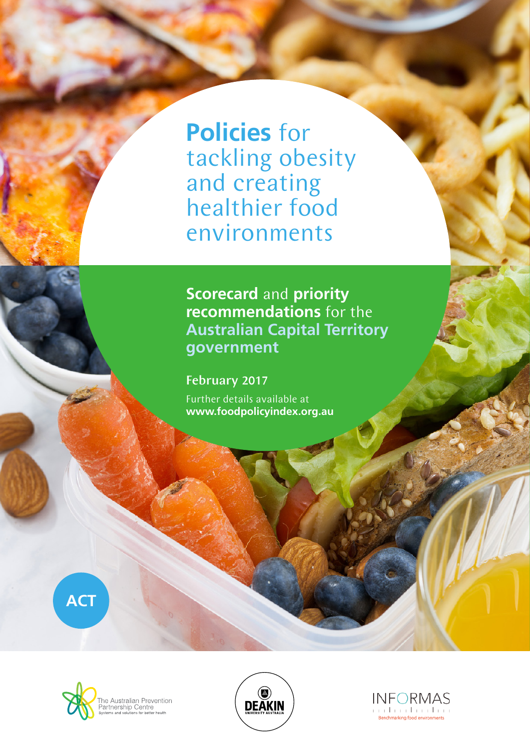# Policies for tackling obesity and creating healthier food environments

## Scorecard and priority recommendations for the Australian Capital Territory government

**February 2017**

Further details available at
**www.foodpolicyindex.org.au**

ACT

The Australian Prevention Partnership Centre
Systems and solutions for better health

DEAKIN UNIVERSITY AUSTRALIA

INFORMAS
Benchmarking food environments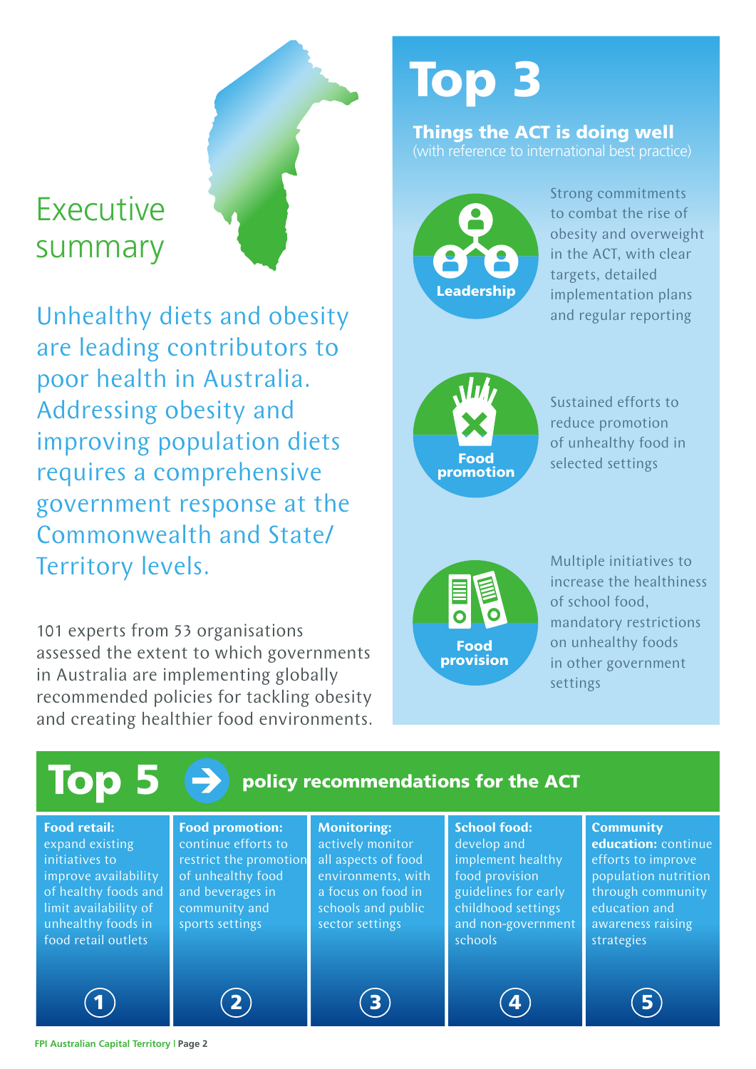# Executive summary

Unhealthy diets and obesity are leading contributors to poor health in Australia. Addressing obesity and improving population diets requires a comprehensive government response at the Commonwealth and State/ Territory levels.

101 experts from 53 organisations assessed the extent to which governments in Australia are implementing globally recommended policies for tackling obesity and creating healthier food environments.

## Top 3

### Things the ACT is doing well

(with reference to international best practice)

**Leadership**

Strong commitments to combat the rise of obesity and overweight in the ACT, with clear targets, detailed implementation plans and regular reporting

**Food promotion**

Sustained efforts to reduce promotion of unhealthy food in selected settings

**Food provision**

Multiple initiatives to increase the healthiness of school food, mandatory restrictions on unhealthy foods in other government settings

## Top 5 policy recommendations for the ACT

1. **Food retail:** expand existing initiatives to improve availability of healthy foods and limit availability of unhealthy foods in food retail outlets
2. **Food promotion:** continue efforts to restrict the promotion of unhealthy food and beverages in community and sports settings
3. **Monitoring:** actively monitor all aspects of food environments, with a focus on food in schools and public sector settings
4. **School food:** develop and implement healthy food provision guidelines for early childhood settings and non-government schools
5. **Community education:** continue efforts to improve population nutrition through community education and awareness raising strategies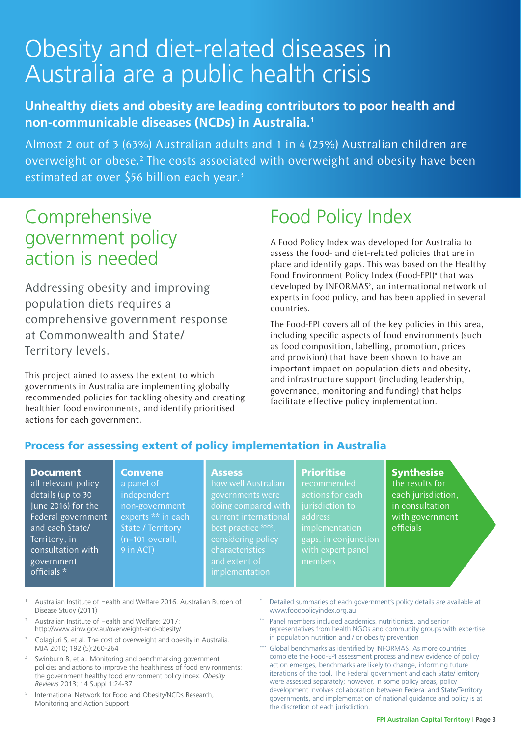# Obesity and diet-related diseases in Australia are a public health crisis

**Unhealthy diets and obesity are leading contributors to poor health and non-communicable diseases (NCDs) in Australia.[1]**

Almost 2 out of 3 (63%) Australian adults and 1 in 4 (25%) Australian children are overweight or obese.[2] The costs associated with overweight and obesity have been estimated at over $56 billion each year.[3]

## Comprehensive government policy action is needed

Addressing obesity and improving population diets requires a comprehensive government response at Commonwealth and State/Territory levels.

This project aimed to assess the extent to which governments in Australia are implementing globally recommended policies for tackling obesity and creating healthier food environments, and identify prioritised actions for each government.

## Food Policy Index

A Food Policy Index was developed for Australia to assess the food- and diet-related policies that are in place and identify gaps. This was based on the Healthy Food Environment Policy Index (Food-EPI)[4] that was developed by INFORMAS[5], an international network of experts in food policy, and has been applied in several countries.

The Food-EPI covers all of the key policies in this area, including specific aspects of food environments (such as food composition, labelling, promotion, prices and provision) that have been shown to have an important impact on population diets and obesity, and infrastructure support (including leadership, governance, monitoring and funding) that helps facilitate effective policy implementation.

### Process for assessing extent of policy implementation in Australia

- **Document** all relevant policy details (up to 30 June 2016) for the Federal government and each State/Territory, in consultation with government officials *
- **Convene** a panel of independent non-government experts ** in each State / Territory (n=101 overall, 9 in ACT)
- **Assess** how well Australian governments were doing compared with current international best practice ***, considering policy characteristics and extent of implementation
- **Prioritise** recommended actions for each jurisdiction to address implementation gaps, in conjunction with expert panel members
- **Synthesise** the results for each jurisdiction, in consultation with government officials

1. Australian Institute of Health and Welfare 2016. Australian Burden of Disease Study (2011)
2. Australian Institute of Health and Welfare; 2017: http://www.aihw.gov.au/overweight-and-obesity/
3. Colagiuri S, et al. The cost of overweight and obesity in Australia. MJA 2010; 192 (5):260-264
4. Swinburn B, et al. Monitoring and benchmarking government policies and actions to improve the healthiness of food environments: the government healthy food environment policy index. *Obesity Reviews* 2013; 14 Suppl 1:24-37
5. International Network for Food and Obesity/NCDs Research, Monitoring and Action Support

\* Detailed summaries of each government's policy details are available at www.foodpolicyindex.org.au

** Panel members included academics, nutritionists, and senior representatives from health NGOs and community groups with expertise in population nutrition and / or obesity prevention

*** Global benchmarks as identified by INFORMAS. As more countries complete the Food-EPI assessment process and new evidence of policy action emerges, benchmarks are likely to change, informing future iterations of the tool. The Federal government and each State/Territory were assessed separately; however, in some policy areas, policy development involves collaboration between Federal and State/Territory governments, and implementation of national guidance and policy is at the discretion of each jurisdiction.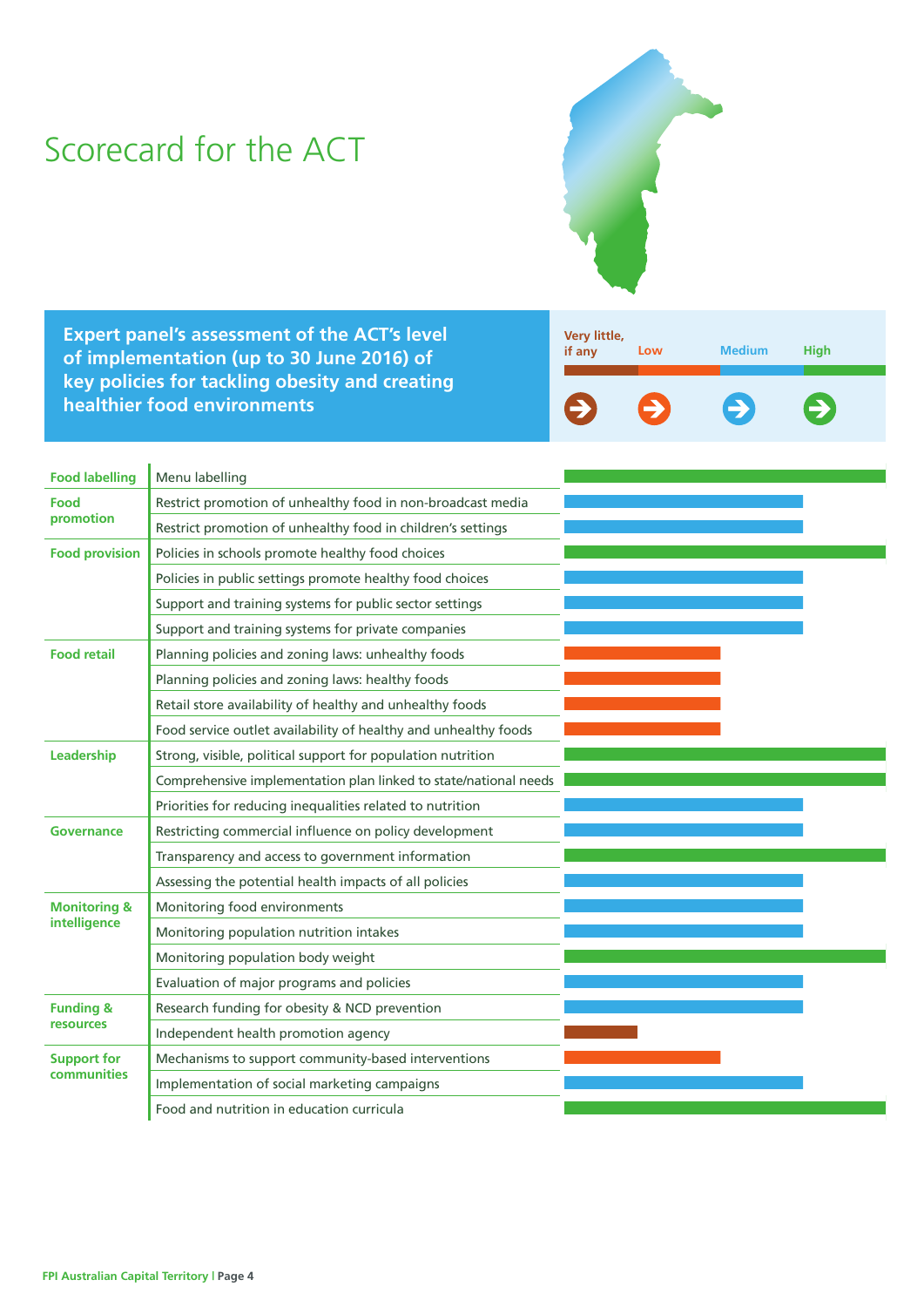# Scorecard for the ACT

**Expert panel's assessment of the ACT's level of implementation (up to 30 June 2016) of key policies for tackling obesity and creating healthier food environments**

Very little, if any | Low | Medium | High

| Domain | Policy | Level of implementation |
|---|---|---|
| Food labelling | Menu labelling | High |
| Food promotion | Restrict promotion of unhealthy food in non-broadcast media | Medium |
| | Restrict promotion of unhealthy food in children's settings | Medium |
| Food provision | Policies in schools promote healthy food choices | High |
| | Policies in public settings promote healthy food choices | Medium |
| | Support and training systems for public sector settings | Medium |
| | Support and training systems for private companies | Medium |
| Food retail | Planning policies and zoning laws: unhealthy foods | Low |
| | Planning policies and zoning laws: healthy foods | Low |
| | Retail store availability of healthy and unhealthy foods | Low |
| | Food service outlet availability of healthy and unhealthy foods | Low |
| Leadership | Strong, visible, political support for population nutrition | High |
| | Comprehensive implementation plan linked to state/national needs | High |
| | Priorities for reducing inequalities related to nutrition | Medium |
| Governance | Restricting commercial influence on policy development | Medium |
| | Transparency and access to government information | High |
| | Assessing the potential health impacts of all policies | Medium |
| Monitoring & intelligence | Monitoring food environments | Medium |
| | Monitoring population nutrition intakes | Medium |
| | Monitoring population body weight | High |
| | Evaluation of major programs and policies | Medium |
| Funding & resources | Research funding for obesity & NCD prevention | Medium |
| | Independent health promotion agency | Very little, if any |
| Support for communities | Mechanisms to support community-based interventions | Low |
| | Implementation of social marketing campaigns | Medium |
| | Food and nutrition in education curricula | High |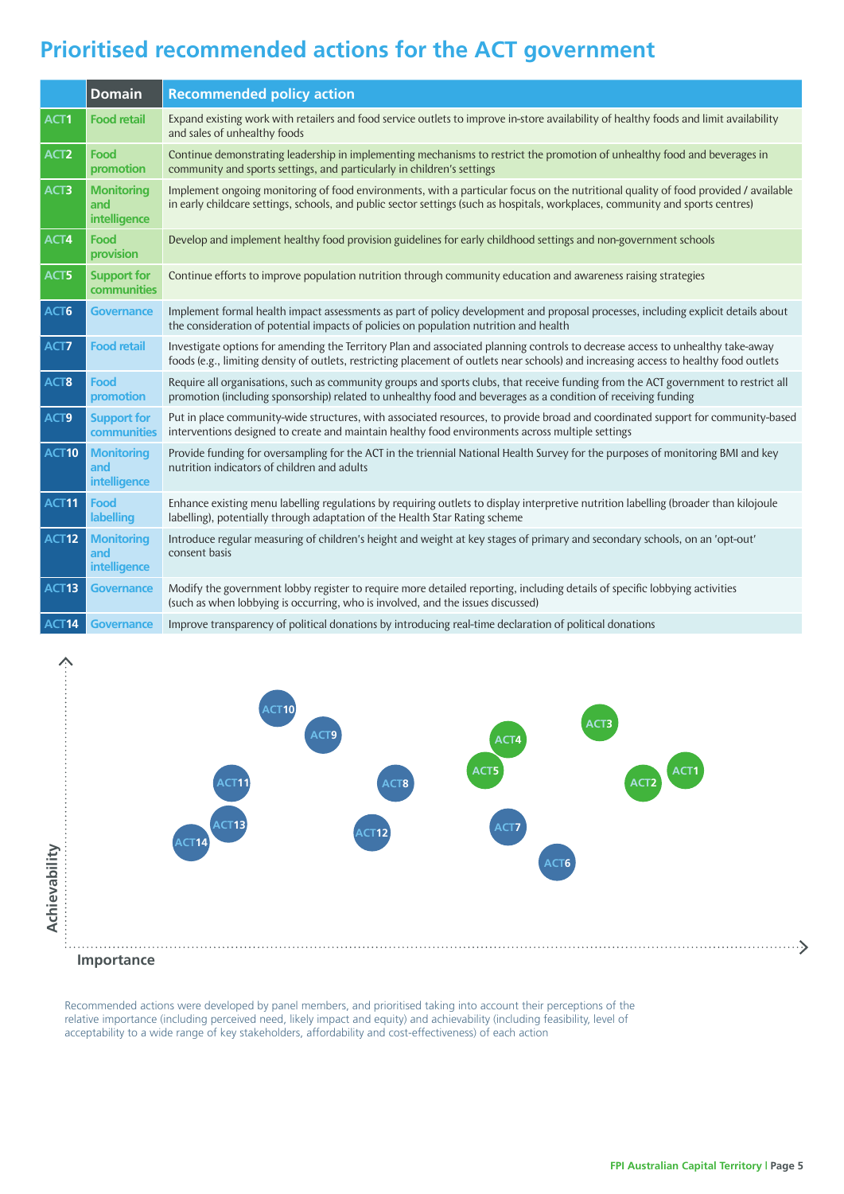# Prioritised recommended actions for the ACT government

| | Domain | Recommended policy action |
|---|---|---|
| ACT1 | Food retail | Expand existing work with retailers and food service outlets to improve in-store availability of healthy foods and limit availability and sales of unhealthy foods |
| ACT2 | Food promotion | Continue demonstrating leadership in implementing mechanisms to restrict the promotion of unhealthy food and beverages in community and sports settings, and particularly in children's settings |
| ACT3 | Monitoring and intelligence | Implement ongoing monitoring of food environments, with a particular focus on the nutritional quality of food provided / available in early childcare settings, schools, and public sector settings (such as hospitals, workplaces, community and sports centres) |
| ACT4 | Food provision | Develop and implement healthy food provision guidelines for early childhood settings and non-government schools |
| ACT5 | Support for communities | Continue efforts to improve population nutrition through community education and awareness raising strategies |
| ACT6 | Governance | Implement formal health impact assessments as part of policy development and proposal processes, including explicit details about the consideration of potential impacts of policies on population nutrition and health |
| ACT7 | Food retail | Investigate options for amending the Territory Plan and associated planning controls to decrease access to unhealthy take-away foods (e.g., limiting density of outlets, restricting placement of outlets near schools) and increasing access to healthy food outlets |
| ACT8 | Food promotion | Require all organisations, such as community groups and sports clubs, that receive funding from the ACT government to restrict all promotion (including sponsorship) related to unhealthy food and beverages as a condition of receiving funding |
| ACT9 | Support for communities | Put in place community-wide structures, with associated resources, to provide broad and coordinated support for community-based interventions designed to create and maintain healthy food environments across multiple settings |
| ACT10 | Monitoring and intelligence | Provide funding for oversampling for the ACT in the triennial National Health Survey for the purposes of monitoring BMI and key nutrition indicators of children and adults |
| ACT11 | Food labelling | Enhance existing menu labelling regulations by requiring outlets to display interpretive nutrition labelling (broader than kilojoule labelling), potentially through adaptation of the Health Star Rating scheme |
| ACT12 | Monitoring and intelligence | Introduce regular measuring of children's height and weight at key stages of primary and secondary schools, on an 'opt-out' consent basis |
| ACT13 | Governance | Modify the government lobby register to require more detailed reporting, including details of specific lobbying activities (such as when lobbying is occurring, who is involved, and the issues discussed) |
| ACT14 | Governance | Improve transparency of political donations by introducing real-time declaration of political donations |

Recommended actions were developed by panel members, and prioritised taking into account their perceptions of the relative importance (including perceived need, likely impact and equity) and achievability (including feasibility, level of acceptability to a wide range of key stakeholders, affordability and cost-effectiveness) of each action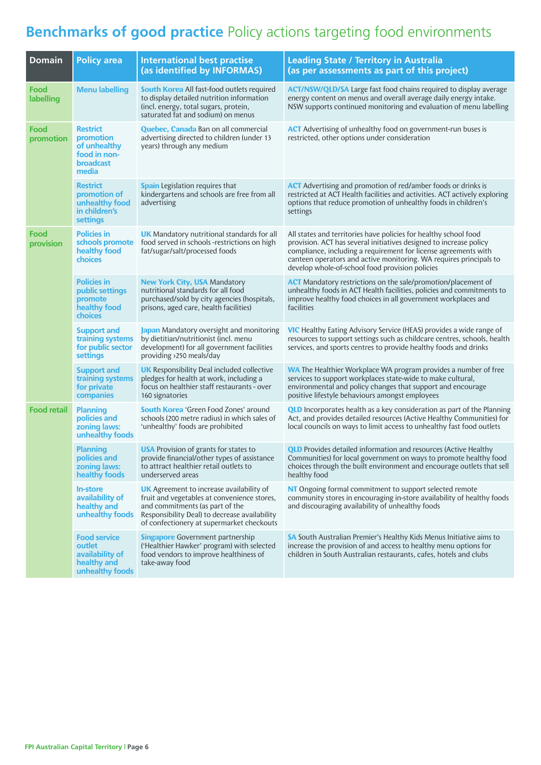# **Benchmarks of good practice** Policy actions targeting food environments

| Domain | Policy area | International best practise (as identified by INFORMAS) | Leading State / Territory in Australia (as per assessments as part of this project) |
|---|---|---|---|
| Food labelling | Menu labelling | **South Korea** All fast-food outlets required to display detailed nutrition information (incl. energy, total sugars, protein, saturated fat and sodium) on menus | **ACT/NSW/QLD/SA** Large fast food chains required to display average energy content on menus and overall average daily energy intake. NSW supports continued monitoring and evaluation of menu labelling |
| Food promotion | Restrict promotion of unhealthy food in non-broadcast media | **Quebec, Canada** Ban on all commercial advertising directed to children (under 13 years) through any medium | **ACT** Advertising of unhealthy food on government-run buses is restricted, other options under consideration |
| | Restrict promotion of unhealthy food in children's settings | **Spain** Legislation requires that kindergartens and schools are free from all advertising | **ACT** Advertising and promotion of red/amber foods or drinks is restricted at ACT Health facilities and activities. ACT actively exploring options that reduce promotion of unhealthy foods in children's settings |
| Food provision | Policies in schools promote healthy food choices | **UK** Mandatory nutritional standards for all food served in schools -restrictions on high fat/sugar/salt/processed foods | All states and territories have policies for healthy school food provision. ACT has several initiatives designed to increase policy compliance, including a requirement for license agreements with canteen operators and active monitoring. WA requires principals to develop whole-of-school food provision policies |
| | Policies in public settings promote healthy food choices | **New York City, USA** Mandatory nutritional standards for all food purchased/sold by city agencies (hospitals, prisons, aged care, health facilities) | **ACT** Mandatory restrictions on the sale/promotion/placement of unhealthy foods in ACT Health facilities, policies and commitments to improve healthy food choices in all government workplaces and facilities |
| | Support and training systems for public sector settings | **Japan** Mandatory oversight and monitoring by dietitian/nutritionist (incl. menu development) for all government facilities providing >250 meals/day | **VIC** Healthy Eating Advisory Service (HEAS) provides a wide range of resources to support settings such as childcare centres, schools, health services, and sports centres to provide healthy foods and drinks |
| | Support and training systems for private companies | **UK** Responsibility Deal included collective pledges for health at work, including a focus on healthier staff restaurants - over 160 signatories | **WA** The Healthier Workplace WA program provides a number of free services to support workplaces state-wide to make cultural, environmental and policy changes that support and encourage positive lifestyle behaviours amongst employees |
| Food retail | Planning policies and zoning laws: unhealthy foods | **South Korea** 'Green Food Zones' around schools (200 metre radius) in which sales of 'unhealthy' foods are prohibited | **QLD** Incorporates health as a key consideration as part of the Planning Act, and provides detailed resources (Active Healthy Communities) for local councils on ways to limit access to unhealthy fast food outlets |
| | Planning policies and zoning laws: healthy foods | **USA** Provision of grants for states to provide financial/other types of assistance to attract healthier retail outlets to underserved areas | **QLD** Provides detailed information and resources (Active Healthy Communities) for local government on ways to promote healthy food choices through the built environment and encourage outlets that sell healthy food |
| | In-store availability of healthy and unhealthy foods | **UK** Agreement to increase availability of fruit and vegetables at convenience stores, and commitments (as part of the Responsibility Deal) to decrease availability of confectionery at supermarket checkouts | **NT** Ongoing formal commitment to support selected remote community stores in encouraging in-store availability of healthy foods and discouraging availability of unhealthy foods |
| | Food service outlet availability of healthy and unhealthy foods | **Singapore** Government partnership ('Healthier Hawker' program) with selected food vendors to improve healthiness of take-away food | **SA** South Australian Premier's Healthy Kids Menus Initiative aims to increase the provision of and access to healthy menu options for children in South Australian restaurants, cafes, hotels and clubs |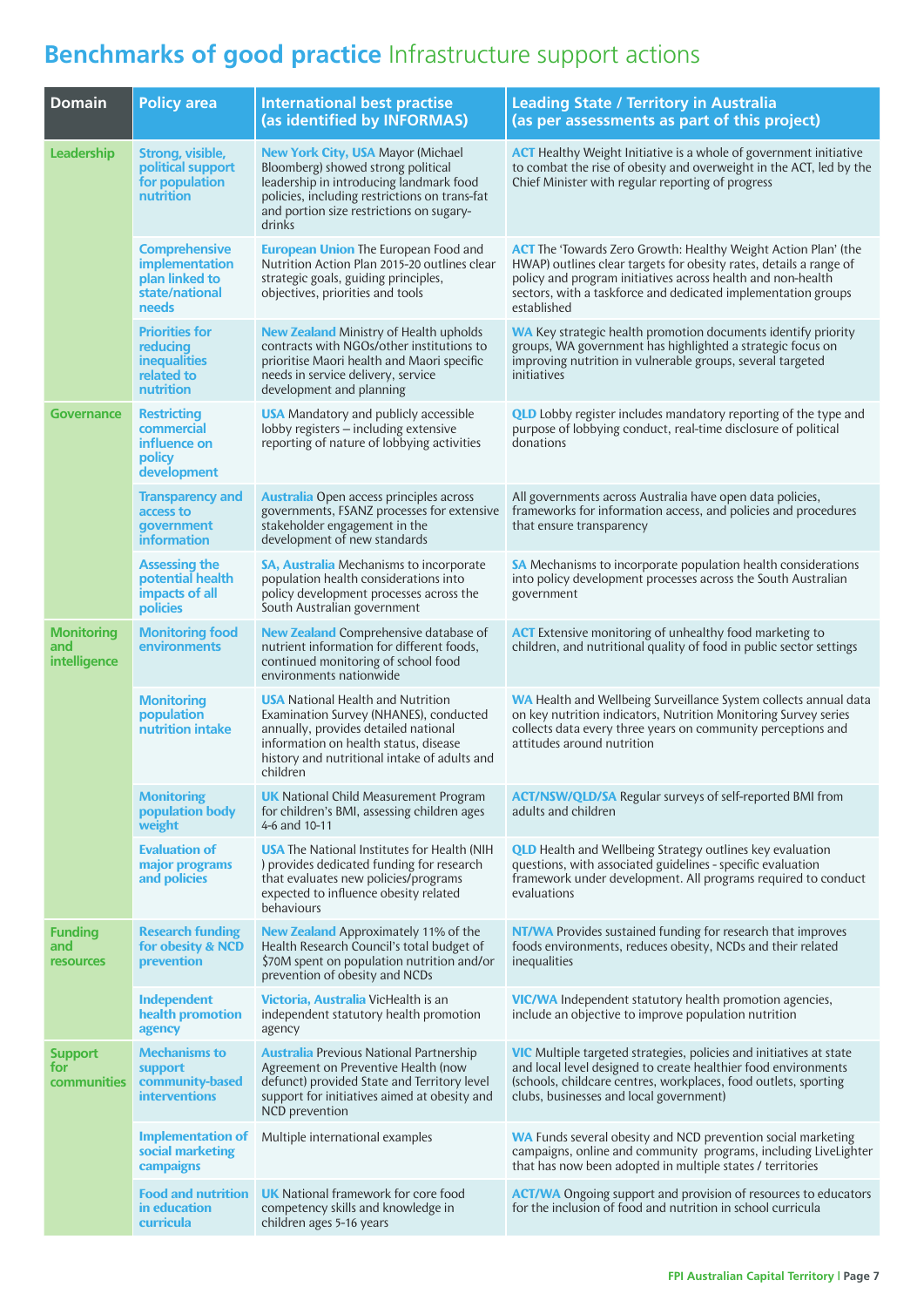# Benchmarks of good practice Infrastructure support actions

| Domain | Policy area | International best practise (as identified by INFORMAS) | Leading State / Territory in Australia (as per assessments as part of this project) |
|---|---|---|---|
| Leadership | Strong, visible, political support for population nutrition | **New York City, USA** Mayor (Michael Bloomberg) showed strong political leadership in introducing landmark food policies, including restrictions on trans-fat and portion size restrictions on sugary-drinks | **ACT** Healthy Weight Initiative is a whole of government initiative to combat the rise of obesity and overweight in the ACT, led by the Chief Minister with regular reporting of progress |
| | Comprehensive implementation plan linked to state/national needs | **European Union** The European Food and Nutrition Action Plan 2015-20 outlines clear strategic goals, guiding principles, objectives, priorities and tools | **ACT** The 'Towards Zero Growth: Healthy Weight Action Plan' (the HWAP) outlines clear targets for obesity rates, details a range of policy and program initiatives across health and non-health sectors, with a taskforce and dedicated implementation groups established |
| | Priorities for reducing inequalities related to nutrition | **New Zealand** Ministry of Health upholds contracts with NGOs/other institutions to prioritise Maori health and Maori specific needs in service delivery, service development and planning | **WA** Key strategic health promotion documents identify priority groups, WA government has highlighted a strategic focus on improving nutrition in vulnerable groups, several targeted initiatives |
| Governance | Restricting commercial influence on policy development | **USA** Mandatory and publicly accessible lobby registers – including extensive reporting of nature of lobbying activities | **QLD** Lobby register includes mandatory reporting of the type and purpose of lobbying conduct, real-time disclosure of political donations |
| | Transparency and access to government information | **Australia** Open access principles across governments, FSANZ processes for extensive stakeholder engagement in the development of new standards | All governments across Australia have open data policies, frameworks for information access, and policies and procedures that ensure transparency |
| | Assessing the potential health impacts of all policies | **SA, Australia** Mechanisms to incorporate population health considerations into policy development processes across the South Australian government | **SA** Mechanisms to incorporate population health considerations into policy development processes across the South Australian government |
| Monitoring and intelligence | Monitoring food environments | **New Zealand** Comprehensive database of nutrient information for different foods, continued monitoring of school food environments nationwide | **ACT** Extensive monitoring of unhealthy food marketing to children, and nutritional quality of food in public sector settings |
| | Monitoring population nutrition intake | **USA** National Health and Nutrition Examination Survey (NHANES), conducted annually, provides detailed national information on health status, disease history and nutritional intake of adults and children | **WA** Health and Wellbeing Surveillance System collects annual data on key nutrition indicators, Nutrition Monitoring Survey series collects data every three years on community perceptions and attitudes around nutrition |
| | Monitoring population body weight | **UK** National Child Measurement Program for children's BMI, assessing children ages 4-6 and 10-11 | **ACT/NSW/QLD/SA** Regular surveys of self-reported BMI from adults and children |
| | Evaluation of major programs and policies | **USA** The National Institutes for Health (NIH ) provides dedicated funding for research that evaluates new policies/programs expected to influence obesity related behaviours | **QLD** Health and Wellbeing Strategy outlines key evaluation questions, with associated guidelines - specific evaluation framework under development. All programs required to conduct evaluations |
| Funding and resources | Research funding for obesity & NCD prevention | **New Zealand** Approximately 11% of the Health Research Council's total budget of $70M spent on population nutrition and/or prevention of obesity and NCDs | **NT/WA** Provides sustained funding for research that improves foods environments, reduces obesity, NCDs and their related inequalities |
| | Independent health promotion agency | **Victoria, Australia** VicHealth is an independent statutory health promotion agency | **VIC/WA** Independent statutory health promotion agencies, include an objective to improve population nutrition |
| Support for communities | Mechanisms to support community-based interventions | **Australia** Previous National Partnership Agreement on Preventive Health (now defunct) provided State and Territory level support for initiatives aimed at obesity and NCD prevention | **VIC** Multiple targeted strategies, policies and initiatives at state and local level designed to create healthier food environments (schools, childcare centres, workplaces, food outlets, sporting clubs, businesses and local government) |
| | Implementation of social marketing campaigns | Multiple international examples | **WA** Funds several obesity and NCD prevention social marketing campaigns, online and community programs, including LiveLighter that has now been adopted in multiple states / territories |
| | Food and nutrition in education curricula | **UK** National framework for core food competency skills and knowledge in children ages 5-16 years | **ACT/WA** Ongoing support and provision of resources to educators for the inclusion of food and nutrition in school curricula |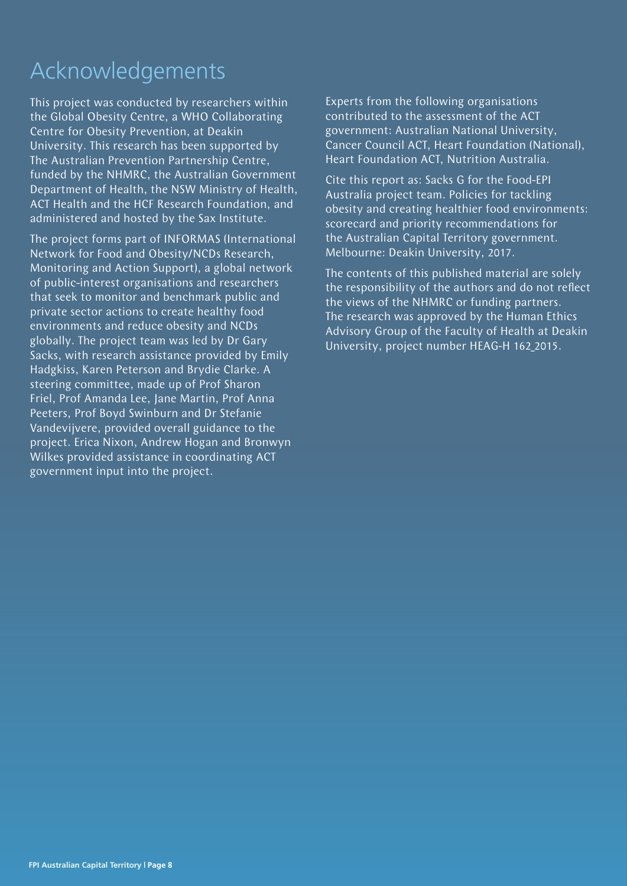# Acknowledgements

This project was conducted by researchers within the Global Obesity Centre, a WHO Collaborating Centre for Obesity Prevention, at Deakin University. This research has been supported by The Australian Prevention Partnership Centre, funded by the NHMRC, the Australian Government Department of Health, the NSW Ministry of Health, ACT Health and the HCF Research Foundation, and administered and hosted by the Sax Institute.

The project forms part of INFORMAS (International Network for Food and Obesity/NCDs Research, Monitoring and Action Support), a global network of public-interest organisations and researchers that seek to monitor and benchmark public and private sector actions to create healthy food environments and reduce obesity and NCDs globally. The project team was led by Dr Gary Sacks, with research assistance provided by Emily Hadgkiss, Karen Peterson and Brydie Clarke. A steering committee, made up of Prof Sharon Friel, Prof Amanda Lee, Jane Martin, Prof Anna Peeters, Prof Boyd Swinburn and Dr Stefanie Vandevijvere, provided overall guidance to the project. Erica Nixon, Andrew Hogan and Bronwyn Wilkes provided assistance in coordinating ACT government input into the project.

Experts from the following organisations contributed to the assessment of the ACT government: Australian National University, Cancer Council ACT, Heart Foundation (National), Heart Foundation ACT, Nutrition Australia.

Cite this report as: Sacks G for the Food-EPI Australia project team. Policies for tackling obesity and creating healthier food environments: scorecard and priority recommendations for the Australian Capital Territory government. Melbourne: Deakin University, 2017.

The contents of this published material are solely the responsibility of the authors and do not reflect the views of the NHMRC or funding partners. The research was approved by the Human Ethics Advisory Group of the Faculty of Health at Deakin University, project number HEAG-H 162_2015.